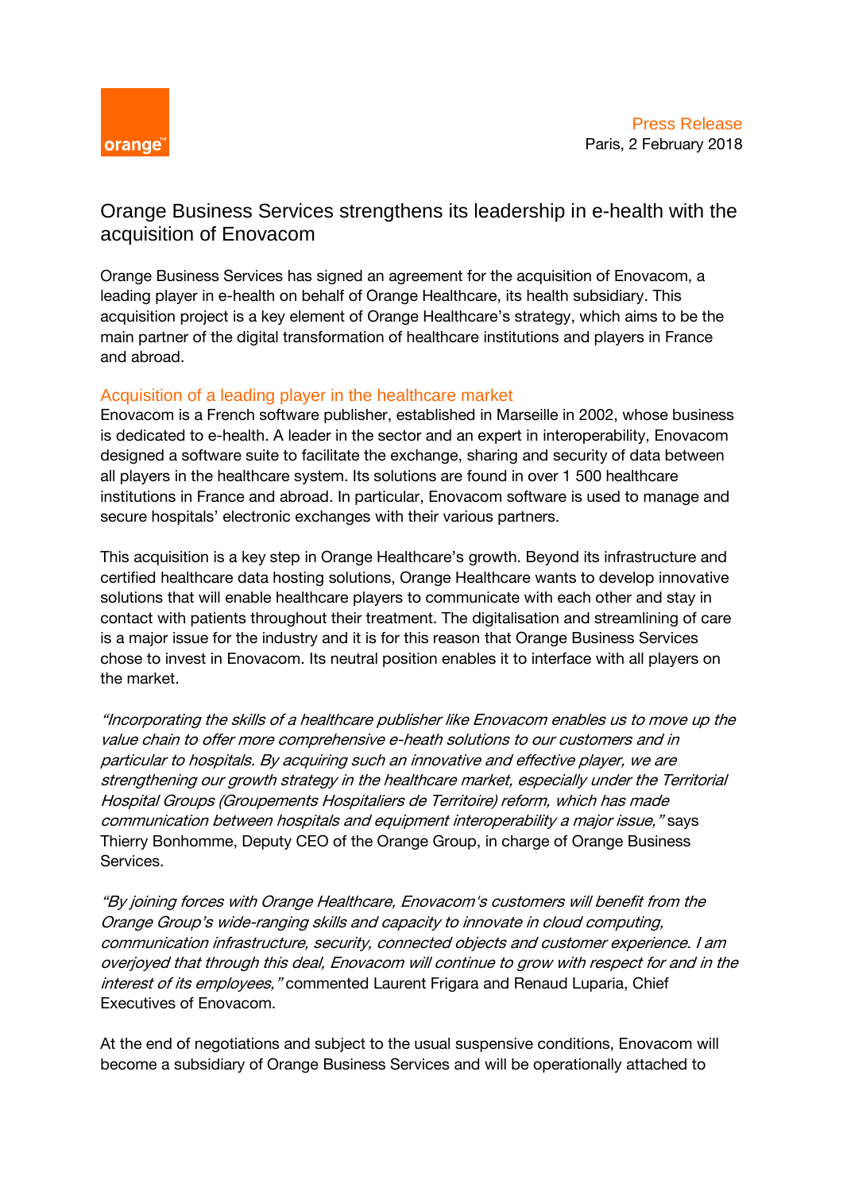Press Release
Paris, 2 February 2018

# Orange Business Services strengthens its leadership in e-health with the acquisition of Enovacom

Orange Business Services has signed an agreement for the acquisition of Enovacom, a leading player in e-health on behalf of Orange Healthcare, its health subsidiary. This acquisition project is a key element of Orange Healthcare's strategy, which aims to be the main partner of the digital transformation of healthcare institutions and players in France and abroad.

## Acquisition of a leading player in the healthcare market

Enovacom is a French software publisher, established in Marseille in 2002, whose business is dedicated to e-health. A leader in the sector and an expert in interoperability, Enovacom designed a software suite to facilitate the exchange, sharing and security of data between all players in the healthcare system. Its solutions are found in over 1 500 healthcare institutions in France and abroad. In particular, Enovacom software is used to manage and secure hospitals' electronic exchanges with their various partners.

This acquisition is a key step in Orange Healthcare's growth. Beyond its infrastructure and certified healthcare data hosting solutions, Orange Healthcare wants to develop innovative solutions that will enable healthcare players to communicate with each other and stay in contact with patients throughout their treatment. The digitalisation and streamlining of care is a major issue for the industry and it is for this reason that Orange Business Services chose to invest in Enovacom. Its neutral position enables it to interface with all players on the market.

*"Incorporating the skills of a healthcare publisher like Enovacom enables us to move up the value chain to offer more comprehensive e-heath solutions to our customers and in particular to hospitals. By acquiring such an innovative and effective player, we are strengthening our growth strategy in the healthcare market, especially under the Territorial Hospital Groups (Groupements Hospitaliers de Territoire) reform, which has made communication between hospitals and equipment interoperability a major issue,"* says Thierry Bonhomme, Deputy CEO of the Orange Group, in charge of Orange Business Services.

*"By joining forces with Orange Healthcare, Enovacom's customers will benefit from the Orange Group's wide-ranging skills and capacity to innovate in cloud computing, communication infrastructure, security, connected objects and customer experience. I am overjoyed that through this deal, Enovacom will continue to grow with respect for and in the interest of its employees,"* commented Laurent Frigara and Renaud Luparia, Chief Executives of Enovacom.

At the end of negotiations and subject to the usual suspensive conditions, Enovacom will become a subsidiary of Orange Business Services and will be operationally attached to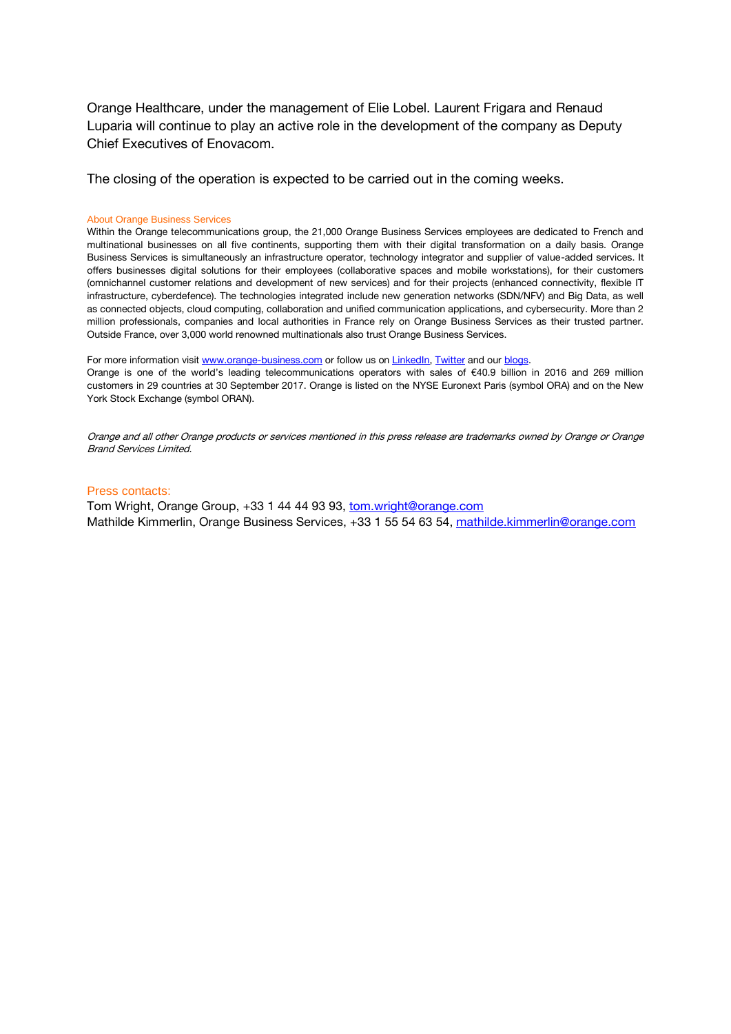Orange Healthcare, under the management of Elie Lobel. Laurent Frigara and Renaud Luparia will continue to play an active role in the development of the company as Deputy Chief Executives of Enovacom.

The closing of the operation is expected to be carried out in the coming weeks.

### About Orange Business Services

Within the Orange telecommunications group, the 21,000 Orange Business Services employees are dedicated to French and multinational businesses on all five continents, supporting them with their digital transformation on a daily basis. Orange Business Services is simultaneously an infrastructure operator, technology integrator and supplier of value-added services. It offers businesses digital solutions for their employees (collaborative spaces and mobile workstations), for their customers (omnichannel customer relations and development of new services) and for their projects (enhanced connectivity, flexible IT infrastructure, cyberdefence). The technologies integrated include new generation networks (SDN/NFV) and Big Data, as well as connected objects, cloud computing, collaboration and unified communication applications, and cybersecurity. More than 2 million professionals, companies and local authorities in France rely on Orange Business Services as their trusted partner. Outside France, over 3,000 world renowned multinationals also trust Orange Business Services.

For more information visit [www.orange-business.com](www.orange-business.com) or follow us on [LinkedIn](LinkedIn), [Twitter](Twitter) and our [blogs](blogs).
Orange is one of the world's leading telecommunications operators with sales of €40.9 billion in 2016 and 269 million customers in 29 countries at 30 September 2017. Orange is listed on the NYSE Euronext Paris (symbol ORA) and on the New York Stock Exchange (symbol ORAN).

*Orange and all other Orange products or services mentioned in this press release are trademarks owned by Orange or Orange Brand Services Limited.*

### Press contacts:

Tom Wright, Orange Group, +33 1 44 44 93 93, [tom.wright@orange.com](mailto:tom.wright@orange.com)
Mathilde Kimmerlin, Orange Business Services, +33 1 55 54 63 54, [mathilde.kimmerlin@orange.com](mailto:mathilde.kimmerlin@orange.com)